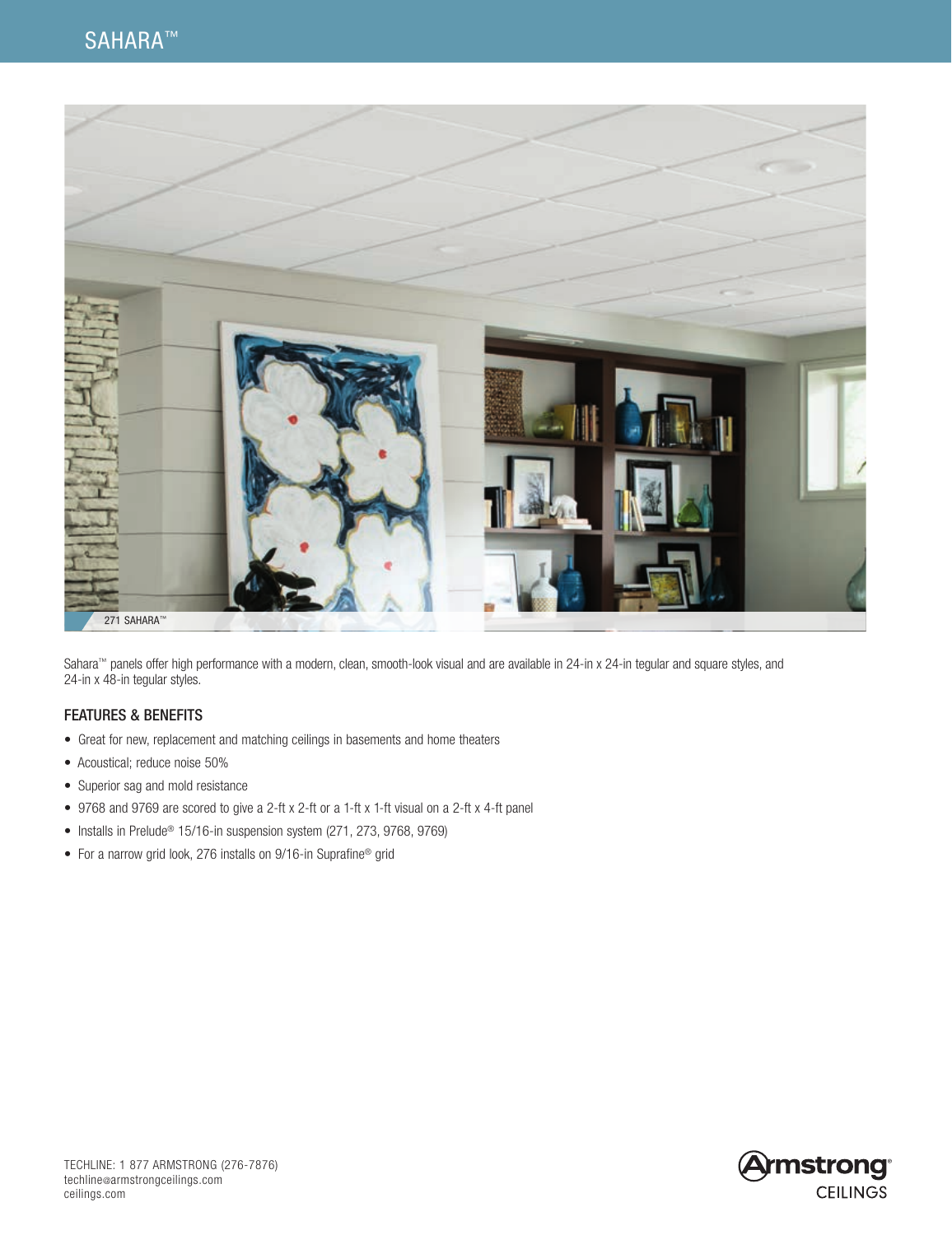# SAHARA™

271 SAHARA™

Sahara™ panels offer high performance with a modern, clean, smooth-look visual and are available in 24-in x 24-in tegular and square styles, and 24-in x 48-in tegular styles.

## FEATURES & BENEFITS

- Great for new, replacement and matching ceilings in basements and home theaters
- Acoustical; reduce noise 50%
- Superior sag and mold resistance
- 9768 and 9769 are scored to give a 2-ft x 2-ft or a 1-ft x 1-ft visual on a 2-ft x 4-ft panel
- Installs in Prelude® 15/16-in suspension system (271, 273, 9768, 9769)
- For a narrow grid look, 276 installs on 9/16-in Suprafine® grid

TECHLINE: 1 877 ARMSTRONG (276-7876)
techline@armstrongceilings.com
ceilings.com

Armstrong® CEILINGS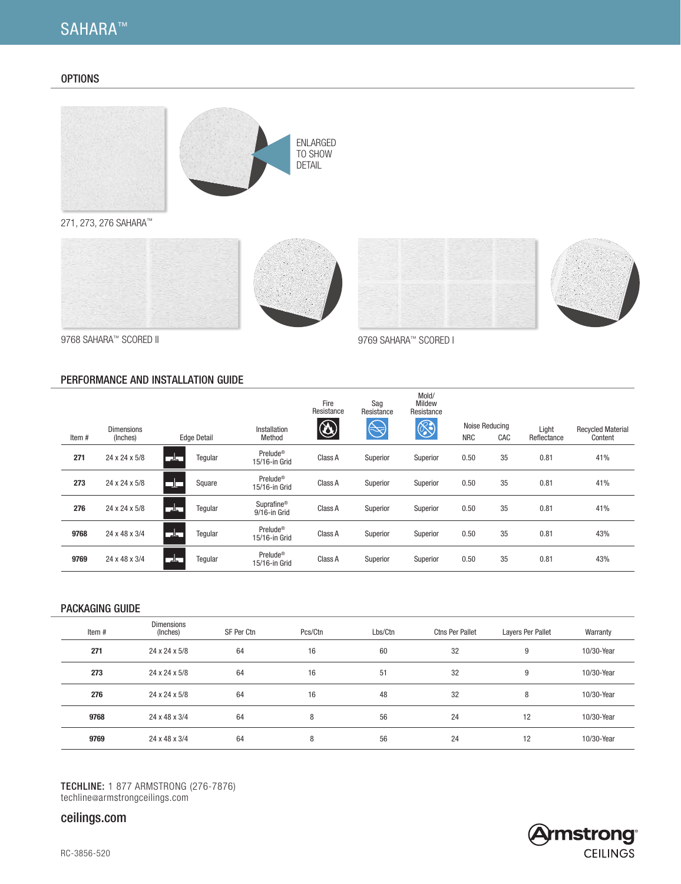# SAHARA™

## OPTIONS

ENLARGED TO SHOW DETAIL

271, 273, 276 SAHARA™

9768 SAHARA™ SCORED II

9769 SAHARA™ SCORED I

## PERFORMANCE AND INSTALLATION GUIDE

| Item # | Dimensions (Inches) | Edge Detail | Installation Method | Fire Resistance | Sag Resistance | Mold/ Mildew Resistance | Noise Reducing NRC | Noise Reducing CAC | Light Reflectance | Recycled Material Content |
|---|---|---|---|---|---|---|---|---|---|---|
| **271** | 24 x 24 x 5/8 | Tegular | Prelude® 15/16-in Grid | Class A | Superior | Superior | 0.50 | 35 | 0.81 | 41% |
| **273** | 24 x 24 x 5/8 | Square | Prelude® 15/16-in Grid | Class A | Superior | Superior | 0.50 | 35 | 0.81 | 41% |
| **276** | 24 x 24 x 5/8 | Tegular | Suprafine® 9/16-in Grid | Class A | Superior | Superior | 0.50 | 35 | 0.81 | 41% |
| **9768** | 24 x 48 x 3/4 | Tegular | Prelude® 15/16-in Grid | Class A | Superior | Superior | 0.50 | 35 | 0.81 | 43% |
| **9769** | 24 x 48 x 3/4 | Tegular | Prelude® 15/16-in Grid | Class A | Superior | Superior | 0.50 | 35 | 0.81 | 43% |

## PACKAGING GUIDE

| Item # | Dimensions (Inches) | SF Per Ctn | Pcs/Ctn | Lbs/Ctn | Ctns Per Pallet | Layers Per Pallet | Warranty |
|---|---|---|---|---|---|---|---|
| **271** | 24 x 24 x 5/8 | 64 | 16 | 60 | 32 | 9 | 10/30-Year |
| **273** | 24 x 24 x 5/8 | 64 | 16 | 51 | 32 | 9 | 10/30-Year |
| **276** | 24 x 24 x 5/8 | 64 | 16 | 48 | 32 | 8 | 10/30-Year |
| **9768** | 24 x 48 x 3/4 | 64 | 8 | 56 | 24 | 12 | 10/30-Year |
| **9769** | 24 x 48 x 3/4 | 64 | 8 | 56 | 24 | 12 | 10/30-Year |

**TECHLINE:** 1 877 ARMSTRONG (276-7876)
techline@armstrongceilings.com

**ceilings.com**

Armstrong® CEILINGS

RC-3856-520